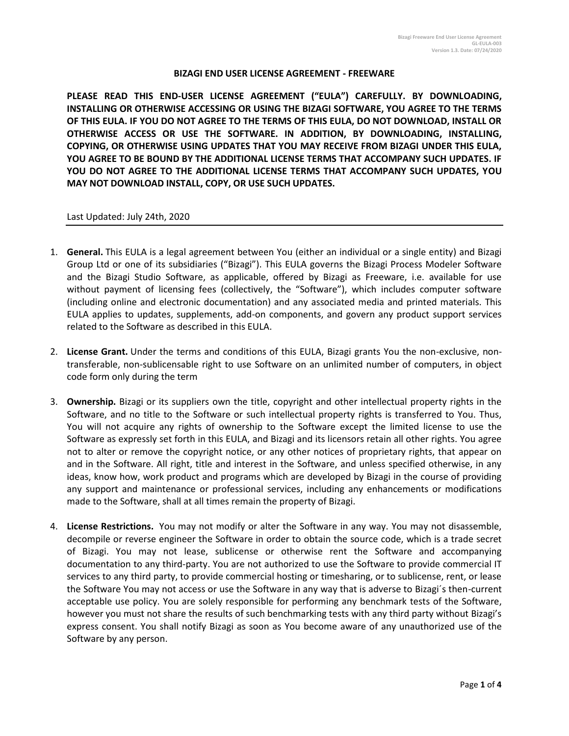# BIZAGI END USER LICENSE AGREEMENT - FREEWARE

**PLEASE READ THIS END-USER LICENSE AGREEMENT ("EULA") CAREFULLY. BY DOWNLOADING, INSTALLING OR OTHERWISE ACCESSING OR USING THE BIZAGI SOFTWARE, YOU AGREE TO THE TERMS OF THIS EULA. IF YOU DO NOT AGREE TO THE TERMS OF THIS EULA, DO NOT DOWNLOAD, INSTALL OR OTHERWISE ACCESS OR USE THE SOFTWARE. IN ADDITION, BY DOWNLOADING, INSTALLING, COPYING, OR OTHERWISE USING UPDATES THAT YOU MAY RECEIVE FROM BIZAGI UNDER THIS EULA, YOU AGREE TO BE BOUND BY THE ADDITIONAL LICENSE TERMS THAT ACCOMPANY SUCH UPDATES. IF YOU DO NOT AGREE TO THE ADDITIONAL LICENSE TERMS THAT ACCOMPANY SUCH UPDATES, YOU MAY NOT DOWNLOAD INSTALL, COPY, OR USE SUCH UPDATES.**

Last Updated: July 24th, 2020

---

1. **General.** This EULA is a legal agreement between You (either an individual or a single entity) and Bizagi Group Ltd or one of its subsidiaries ("Bizagi"). This EULA governs the Bizagi Process Modeler Software and the Bizagi Studio Software, as applicable, offered by Bizagi as Freeware, i.e. available for use without payment of licensing fees (collectively, the "Software"), which includes computer software (including online and electronic documentation) and any associated media and printed materials. This EULA applies to updates, supplements, add-on components, and govern any product support services related to the Software as described in this EULA.

2. **License Grant.** Under the terms and conditions of this EULA, Bizagi grants You the non-exclusive, non-transferable, non-sublicensable right to use Software on an unlimited number of computers, in object code form only during the term

3. **Ownership.** Bizagi or its suppliers own the title, copyright and other intellectual property rights in the Software, and no title to the Software or such intellectual property rights is transferred to You. Thus, You will not acquire any rights of ownership to the Software except the limited license to use the Software as expressly set forth in this EULA, and Bizagi and its licensors retain all other rights. You agree not to alter or remove the copyright notice, or any other notices of proprietary rights, that appear on and in the Software. All right, title and interest in the Software, and unless specified otherwise, in any ideas, know how, work product and programs which are developed by Bizagi in the course of providing any support and maintenance or professional services, including any enhancements or modifications made to the Software, shall at all times remain the property of Bizagi.

4. **License Restrictions.** You may not modify or alter the Software in any way. You may not disassemble, decompile or reverse engineer the Software in order to obtain the source code, which is a trade secret of Bizagi. You may not lease, sublicense or otherwise rent the Software and accompanying documentation to any third-party. You are not authorized to use the Software to provide commercial IT services to any third party, to provide commercial hosting or timesharing, or to sublicense, rent, or lease the Software You may not access or use the Software in any way that is adverse to Bizagi´s then-current acceptable use policy. You are solely responsible for performing any benchmark tests of the Software, however you must not share the results of such benchmarking tests with any third party without Bizagi's express consent. You shall notify Bizagi as soon as You become aware of any unauthorized use of the Software by any person.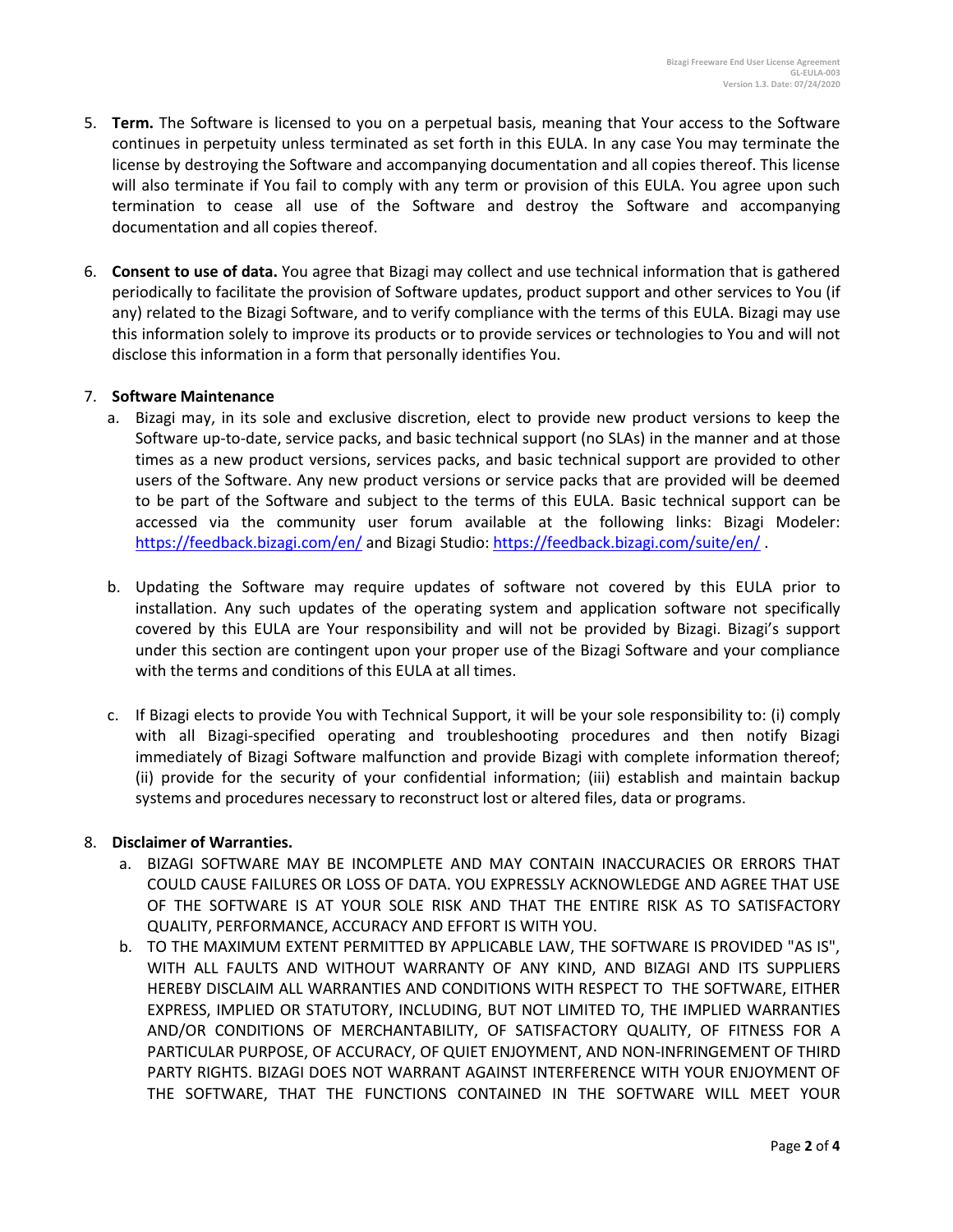5. **Term.** The Software is licensed to you on a perpetual basis, meaning that Your access to the Software continues in perpetuity unless terminated as set forth in this EULA. In any case You may terminate the license by destroying the Software and accompanying documentation and all copies thereof. This license will also terminate if You fail to comply with any term or provision of this EULA. You agree upon such termination to cease all use of the Software and destroy the Software and accompanying documentation and all copies thereof.

6. **Consent to use of data.** You agree that Bizagi may collect and use technical information that is gathered periodically to facilitate the provision of Software updates, product support and other services to You (if any) related to the Bizagi Software, and to verify compliance with the terms of this EULA. Bizagi may use this information solely to improve its products or to provide services or technologies to You and will not disclose this information in a form that personally identifies You.

7. **Software Maintenance**
   a. Bizagi may, in its sole and exclusive discretion, elect to provide new product versions to keep the Software up-to-date, service packs, and basic technical support (no SLAs) in the manner and at those times as a new product versions, services packs, and basic technical support are provided to other users of the Software. Any new product versions or service packs that are provided will be deemed to be part of the Software and subject to the terms of this EULA. Basic technical support can be accessed via the community user forum available at the following links: Bizagi Modeler: https://feedback.bizagi.com/en/ and Bizagi Studio: https://feedback.bizagi.com/suite/en/ .

   b. Updating the Software may require updates of software not covered by this EULA prior to installation. Any such updates of the operating system and application software not specifically covered by this EULA are Your responsibility and will not be provided by Bizagi. Bizagi's support under this section are contingent upon your proper use of the Bizagi Software and your compliance with the terms and conditions of this EULA at all times.

   c. If Bizagi elects to provide You with Technical Support, it will be your sole responsibility to: (i) comply with all Bizagi-specified operating and troubleshooting procedures and then notify Bizagi immediately of Bizagi Software malfunction and provide Bizagi with complete information thereof; (ii) provide for the security of your confidential information; (iii) establish and maintain backup systems and procedures necessary to reconstruct lost or altered files, data or programs.

8. **Disclaimer of Warranties.**
   a. BIZAGI SOFTWARE MAY BE INCOMPLETE AND MAY CONTAIN INACCURACIES OR ERRORS THAT COULD CAUSE FAILURES OR LOSS OF DATA. YOU EXPRESSLY ACKNOWLEDGE AND AGREE THAT USE OF THE SOFTWARE IS AT YOUR SOLE RISK AND THAT THE ENTIRE RISK AS TO SATISFACTORY QUALITY, PERFORMANCE, ACCURACY AND EFFORT IS WITH YOU.
   b. TO THE MAXIMUM EXTENT PERMITTED BY APPLICABLE LAW, THE SOFTWARE IS PROVIDED "AS IS", WITH ALL FAULTS AND WITHOUT WARRANTY OF ANY KIND, AND BIZAGI AND ITS SUPPLIERS HEREBY DISCLAIM ALL WARRANTIES AND CONDITIONS WITH RESPECT TO THE SOFTWARE, EITHER EXPRESS, IMPLIED OR STATUTORY, INCLUDING, BUT NOT LIMITED TO, THE IMPLIED WARRANTIES AND/OR CONDITIONS OF MERCHANTABILITY, OF SATISFACTORY QUALITY, OF FITNESS FOR A PARTICULAR PURPOSE, OF ACCURACY, OF QUIET ENJOYMENT, AND NON-INFRINGEMENT OF THIRD PARTY RIGHTS. BIZAGI DOES NOT WARRANT AGAINST INTERFERENCE WITH YOUR ENJOYMENT OF THE SOFTWARE, THAT THE FUNCTIONS CONTAINED IN THE SOFTWARE WILL MEET YOUR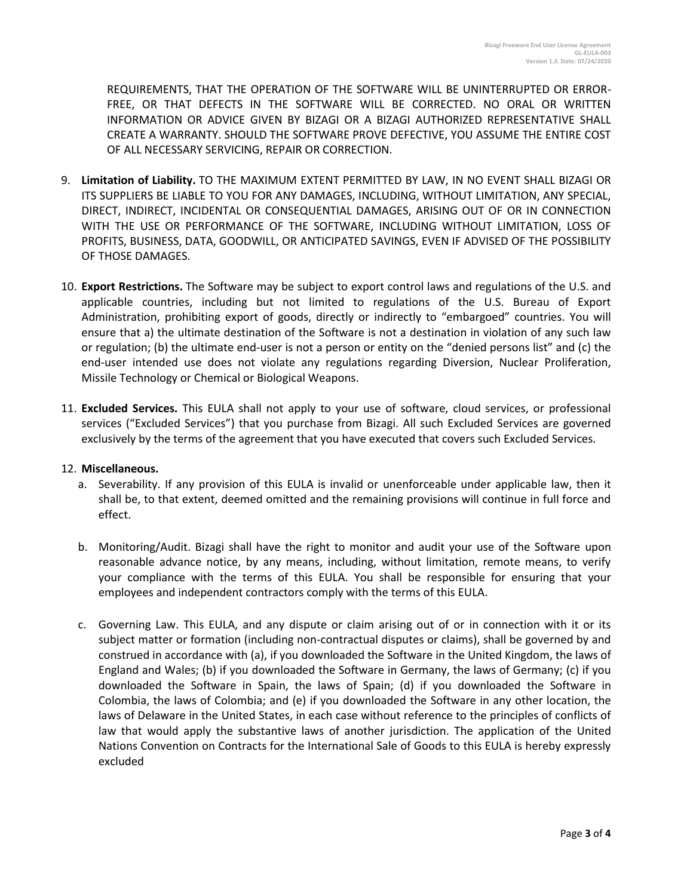REQUIREMENTS, THAT THE OPERATION OF THE SOFTWARE WILL BE UNINTERRUPTED OR ERROR-FREE, OR THAT DEFECTS IN THE SOFTWARE WILL BE CORRECTED. NO ORAL OR WRITTEN INFORMATION OR ADVICE GIVEN BY BIZAGI OR A BIZAGI AUTHORIZED REPRESENTATIVE SHALL CREATE A WARRANTY. SHOULD THE SOFTWARE PROVE DEFECTIVE, YOU ASSUME THE ENTIRE COST OF ALL NECESSARY SERVICING, REPAIR OR CORRECTION.

9. **Limitation of Liability.** TO THE MAXIMUM EXTENT PERMITTED BY LAW, IN NO EVENT SHALL BIZAGI OR ITS SUPPLIERS BE LIABLE TO YOU FOR ANY DAMAGES, INCLUDING, WITHOUT LIMITATION, ANY SPECIAL, DIRECT, INDIRECT, INCIDENTAL OR CONSEQUENTIAL DAMAGES, ARISING OUT OF OR IN CONNECTION WITH THE USE OR PERFORMANCE OF THE SOFTWARE, INCLUDING WITHOUT LIMITATION, LOSS OF PROFITS, BUSINESS, DATA, GOODWILL, OR ANTICIPATED SAVINGS, EVEN IF ADVISED OF THE POSSIBILITY OF THOSE DAMAGES.

10. **Export Restrictions.** The Software may be subject to export control laws and regulations of the U.S. and applicable countries, including but not limited to regulations of the U.S. Bureau of Export Administration, prohibiting export of goods, directly or indirectly to "embargoed" countries. You will ensure that a) the ultimate destination of the Software is not a destination in violation of any such law or regulation; (b) the ultimate end-user is not a person or entity on the "denied persons list" and (c) the end-user intended use does not violate any regulations regarding Diversion, Nuclear Proliferation, Missile Technology or Chemical or Biological Weapons.

11. **Excluded Services.** This EULA shall not apply to your use of software, cloud services, or professional services ("Excluded Services") that you purchase from Bizagi. All such Excluded Services are governed exclusively by the terms of the agreement that you have executed that covers such Excluded Services.

12. **Miscellaneous.**
    a. Severability. If any provision of this EULA is invalid or unenforceable under applicable law, then it shall be, to that extent, deemed omitted and the remaining provisions will continue in full force and effect.

    b. Monitoring/Audit. Bizagi shall have the right to monitor and audit your use of the Software upon reasonable advance notice, by any means, including, without limitation, remote means, to verify your compliance with the terms of this EULA. You shall be responsible for ensuring that your employees and independent contractors comply with the terms of this EULA.

    c. Governing Law. This EULA, and any dispute or claim arising out of or in connection with it or its subject matter or formation (including non-contractual disputes or claims), shall be governed by and construed in accordance with (a), if you downloaded the Software in the United Kingdom, the laws of England and Wales; (b) if you downloaded the Software in Germany, the laws of Germany; (c) if you downloaded the Software in Spain, the laws of Spain; (d) if you downloaded the Software in Colombia, the laws of Colombia; and (e) if you downloaded the Software in any other location, the laws of Delaware in the United States, in each case without reference to the principles of conflicts of law that would apply the substantive laws of another jurisdiction. The application of the United Nations Convention on Contracts for the International Sale of Goods to this EULA is hereby expressly excluded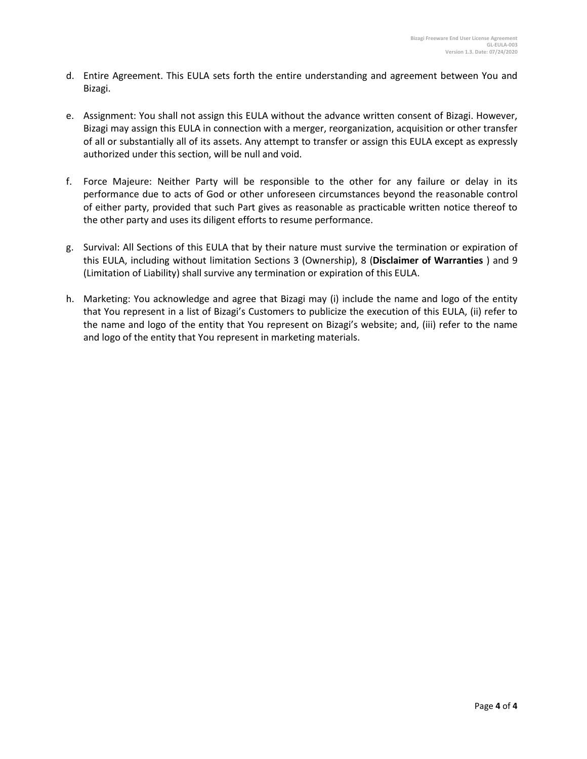d. Entire Agreement. This EULA sets forth the entire understanding and agreement between You and Bizagi.

e. Assignment: You shall not assign this EULA without the advance written consent of Bizagi. However, Bizagi may assign this EULA in connection with a merger, reorganization, acquisition or other transfer of all or substantially all of its assets. Any attempt to transfer or assign this EULA except as expressly authorized under this section, will be null and void.

f. Force Majeure: Neither Party will be responsible to the other for any failure or delay in its performance due to acts of God or other unforeseen circumstances beyond the reasonable control of either party, provided that such Part gives as reasonable as practicable written notice thereof to the other party and uses its diligent efforts to resume performance.

g. Survival: All Sections of this EULA that by their nature must survive the termination or expiration of this EULA, including without limitation Sections 3 (Ownership), 8 (**Disclaimer of Warranties** ) and 9 (Limitation of Liability) shall survive any termination or expiration of this EULA.

h. Marketing: You acknowledge and agree that Bizagi may (i) include the name and logo of the entity that You represent in a list of Bizagi's Customers to publicize the execution of this EULA, (ii) refer to the name and logo of the entity that You represent on Bizagi's website; and, (iii) refer to the name and logo of the entity that You represent in marketing materials.